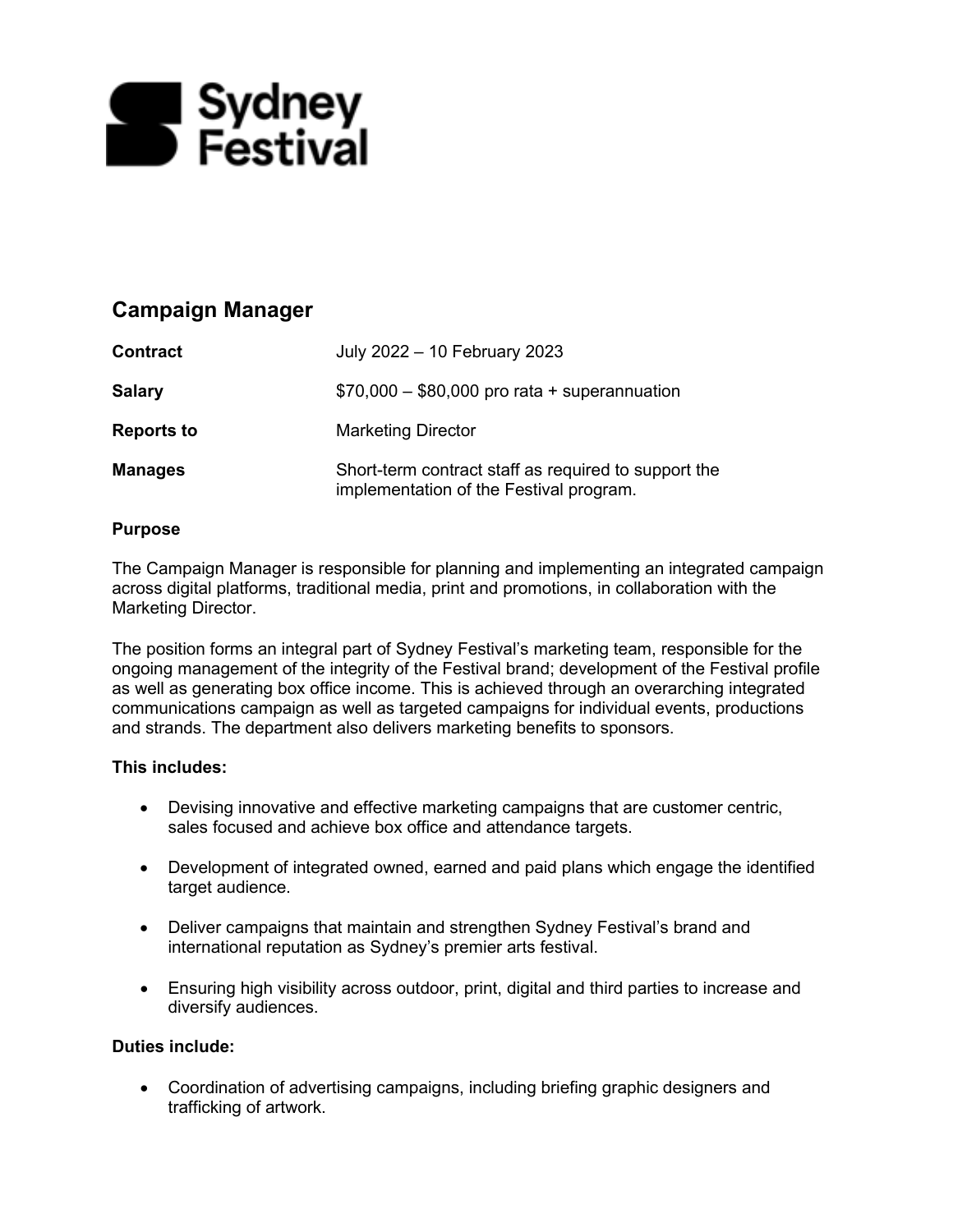Sydney Festival

## Campaign Manager

| | |
|---|---|
| **Contract** | July 2022 – 10 February 2023 |
| **Salary** | $70,000 – $80,000 pro rata + superannuation |
| **Reports to** | Marketing Director |
| **Manages** | Short-term contract staff as required to support the implementation of the Festival program. |

**Purpose**

The Campaign Manager is responsible for planning and implementing an integrated campaign across digital platforms, traditional media, print and promotions, in collaboration with the Marketing Director.

The position forms an integral part of Sydney Festival's marketing team, responsible for the ongoing management of the integrity of the Festival brand; development of the Festival profile as well as generating box office income. This is achieved through an overarching integrated communications campaign as well as targeted campaigns for individual events, productions and strands. The department also delivers marketing benefits to sponsors.

**This includes:**

- Devising innovative and effective marketing campaigns that are customer centric, sales focused and achieve box office and attendance targets.
- Development of integrated owned, earned and paid plans which engage the identified target audience.
- Deliver campaigns that maintain and strengthen Sydney Festival's brand and international reputation as Sydney's premier arts festival.
- Ensuring high visibility across outdoor, print, digital and third parties to increase and diversify audiences.

**Duties include:**

- Coordination of advertising campaigns, including briefing graphic designers and trafficking of artwork.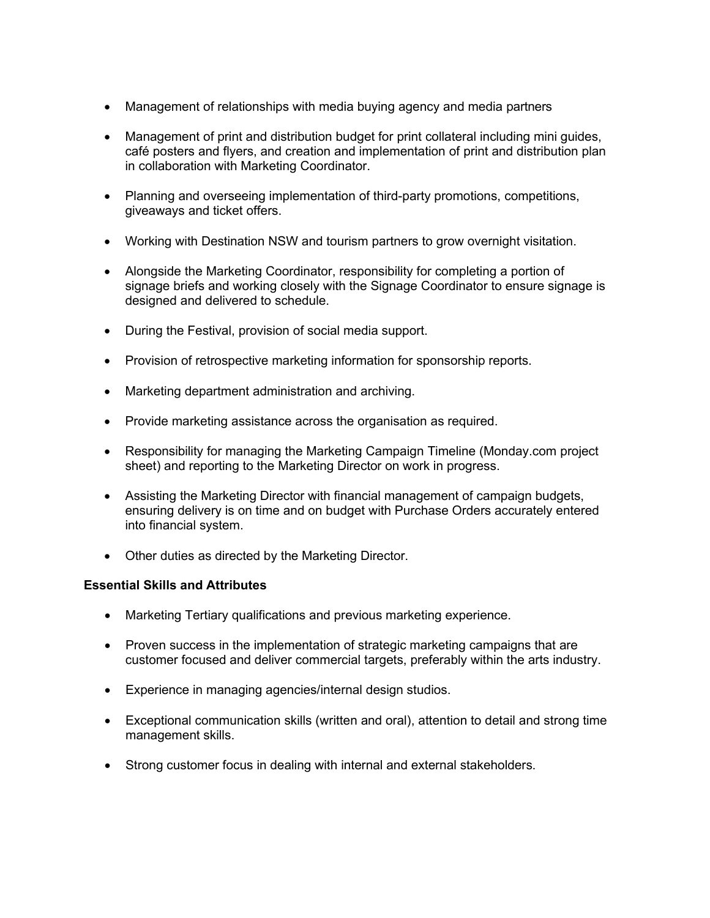- Management of relationships with media buying agency and media partners

- Management of print and distribution budget for print collateral including mini guides, café posters and flyers, and creation and implementation of print and distribution plan in collaboration with Marketing Coordinator.

- Planning and overseeing implementation of third-party promotions, competitions, giveaways and ticket offers.

- Working with Destination NSW and tourism partners to grow overnight visitation.

- Alongside the Marketing Coordinator, responsibility for completing a portion of signage briefs and working closely with the Signage Coordinator to ensure signage is designed and delivered to schedule.

- During the Festival, provision of social media support.

- Provision of retrospective marketing information for sponsorship reports.

- Marketing department administration and archiving.

- Provide marketing assistance across the organisation as required.

- Responsibility for managing the Marketing Campaign Timeline (Monday.com project sheet) and reporting to the Marketing Director on work in progress.

- Assisting the Marketing Director with financial management of campaign budgets, ensuring delivery is on time and on budget with Purchase Orders accurately entered into financial system.

- Other duties as directed by the Marketing Director.

**Essential Skills and Attributes**

- Marketing Tertiary qualifications and previous marketing experience.

- Proven success in the implementation of strategic marketing campaigns that are customer focused and deliver commercial targets, preferably within the arts industry.

- Experience in managing agencies/internal design studios.

- Exceptional communication skills (written and oral), attention to detail and strong time management skills.

- Strong customer focus in dealing with internal and external stakeholders.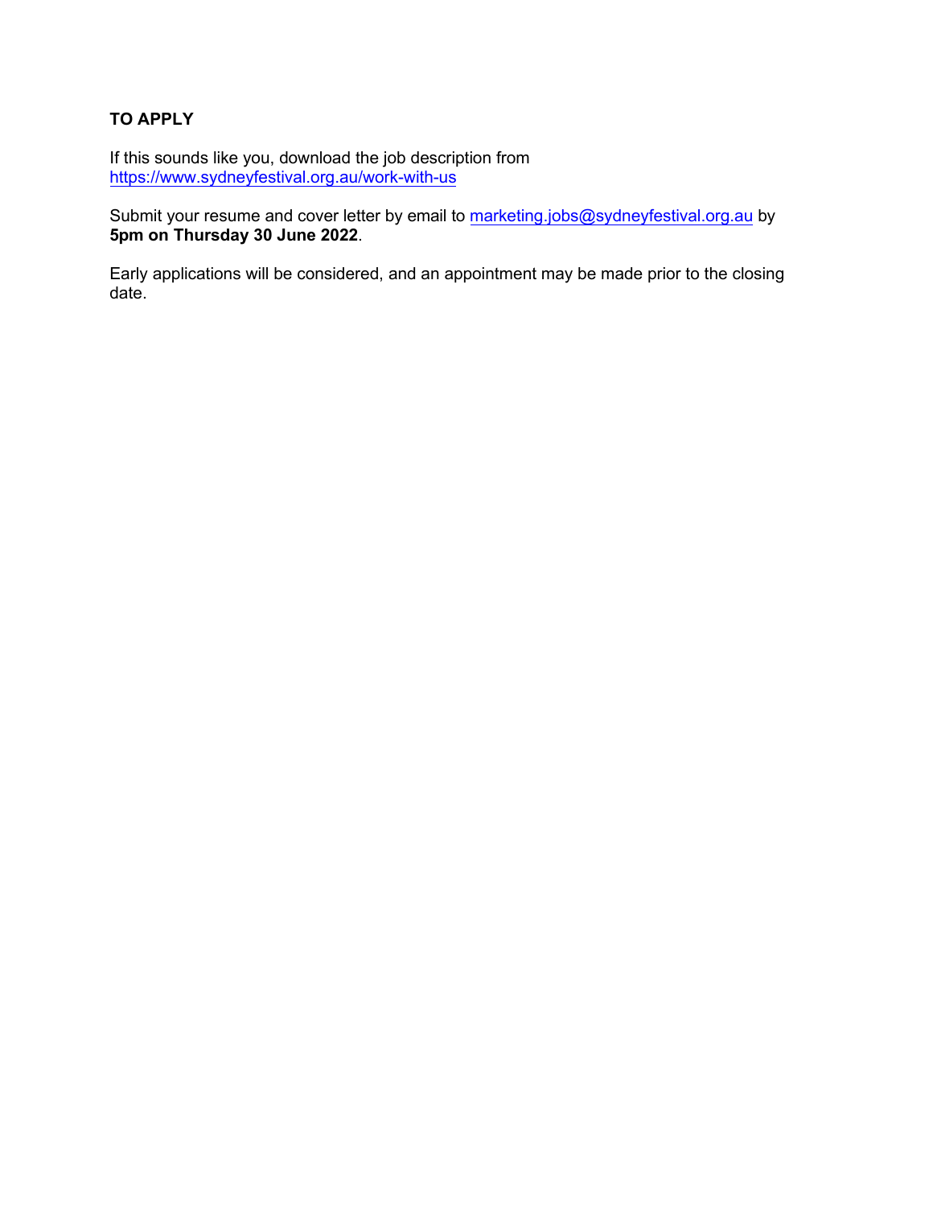**TO APPLY**

If this sounds like you, download the job description from https://www.sydneyfestival.org.au/work-with-us

Submit your resume and cover letter by email to marketing.jobs@sydneyfestival.org.au by **5pm on Thursday 30 June 2022**.

Early applications will be considered, and an appointment may be made prior to the closing date.